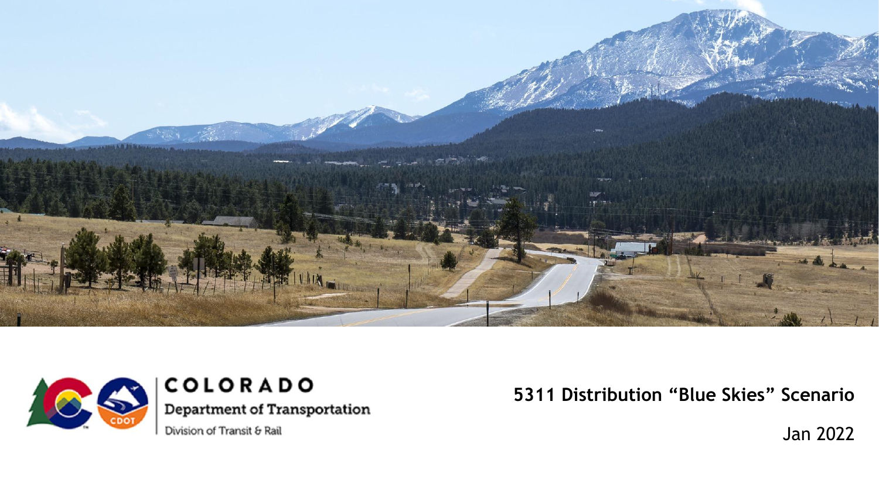COLORADO

Department of Transportation

Division of Transit & Rail

# 5311 Distribution “Blue Skies” Scenario

Jan 2022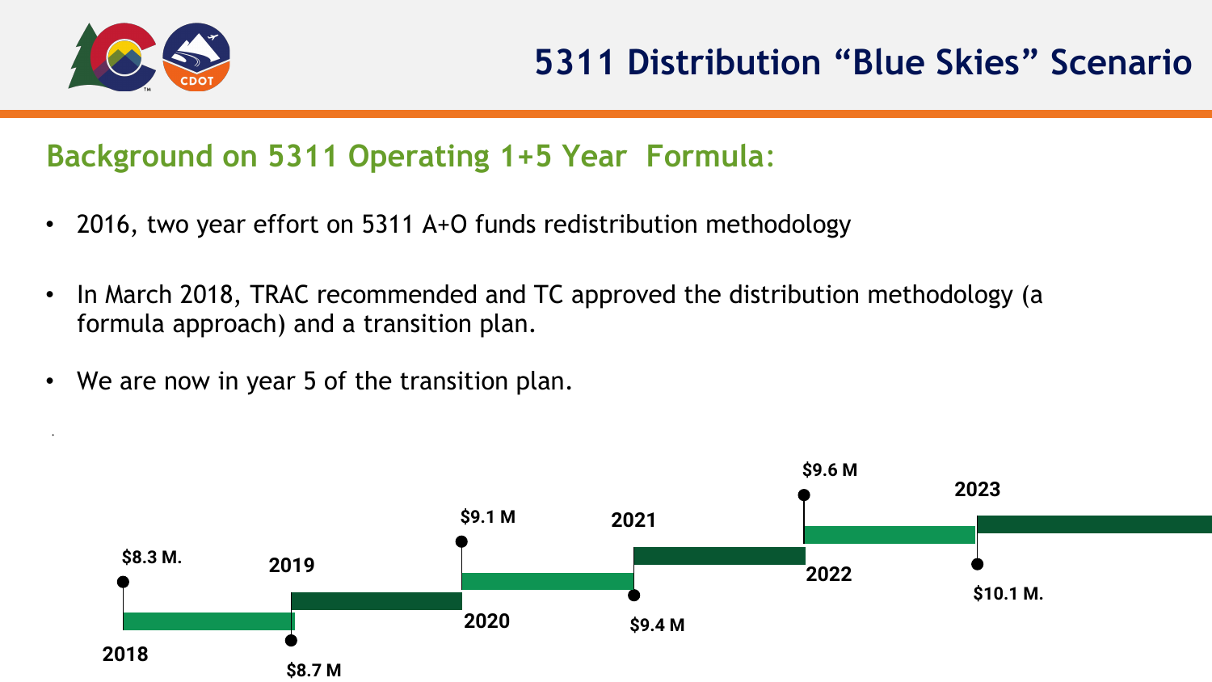# 5311 Distribution "Blue Skies" Scenario

## Background on 5311 Operating 1+5 Year Formula:

- 2016, two year effort on 5311 A+O funds redistribution methodology
- In March 2018, TRAC recommended and TC approved the distribution methodology (a formula approach) and a transition plan.
- We are now in year 5 of the transition plan.

| Year | Amount |
| --- | --- |
| 2018 | $8.3 M. |
| 2019 | $8.7 M |
| 2020 | $9.1 M |
| 2021 | $9.4 M |
| 2022 | $9.6 M |
| 2023 | $10.1 M. |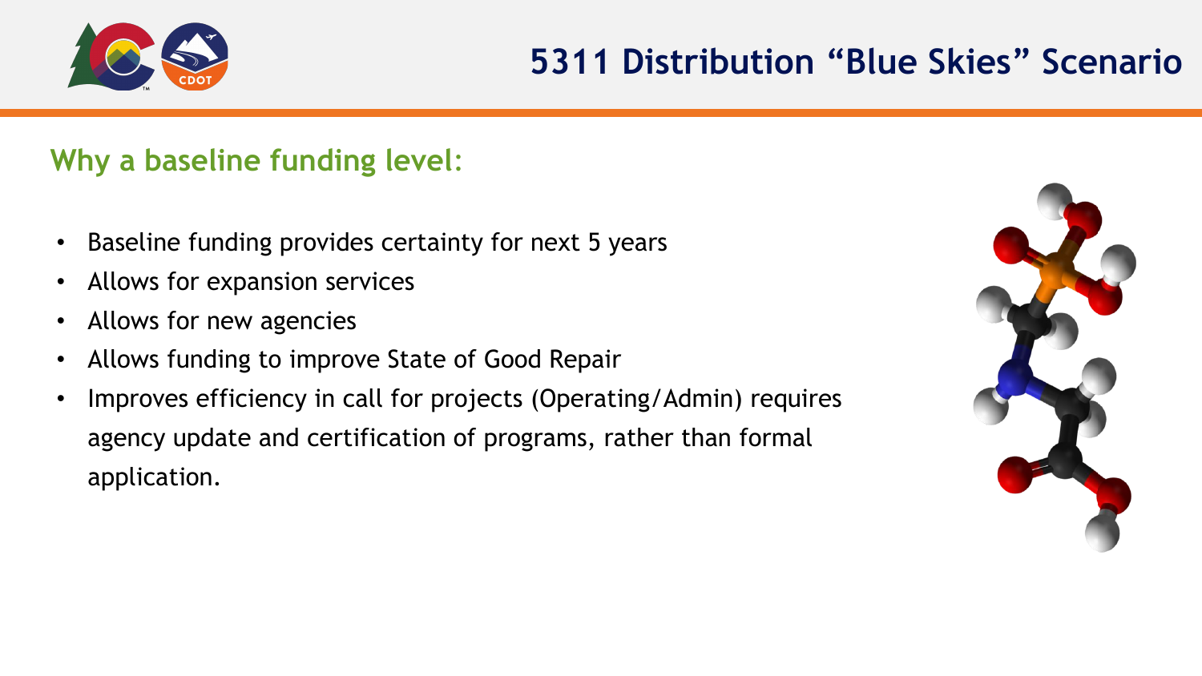# 5311 Distribution "Blue Skies" Scenario

## Why a baseline funding level:

- Baseline funding provides certainty for next 5 years
- Allows for expansion services
- Allows for new agencies
- Allows funding to improve State of Good Repair
- Improves efficiency in call for projects (Operating/Admin) requires agency update and certification of programs, rather than formal application.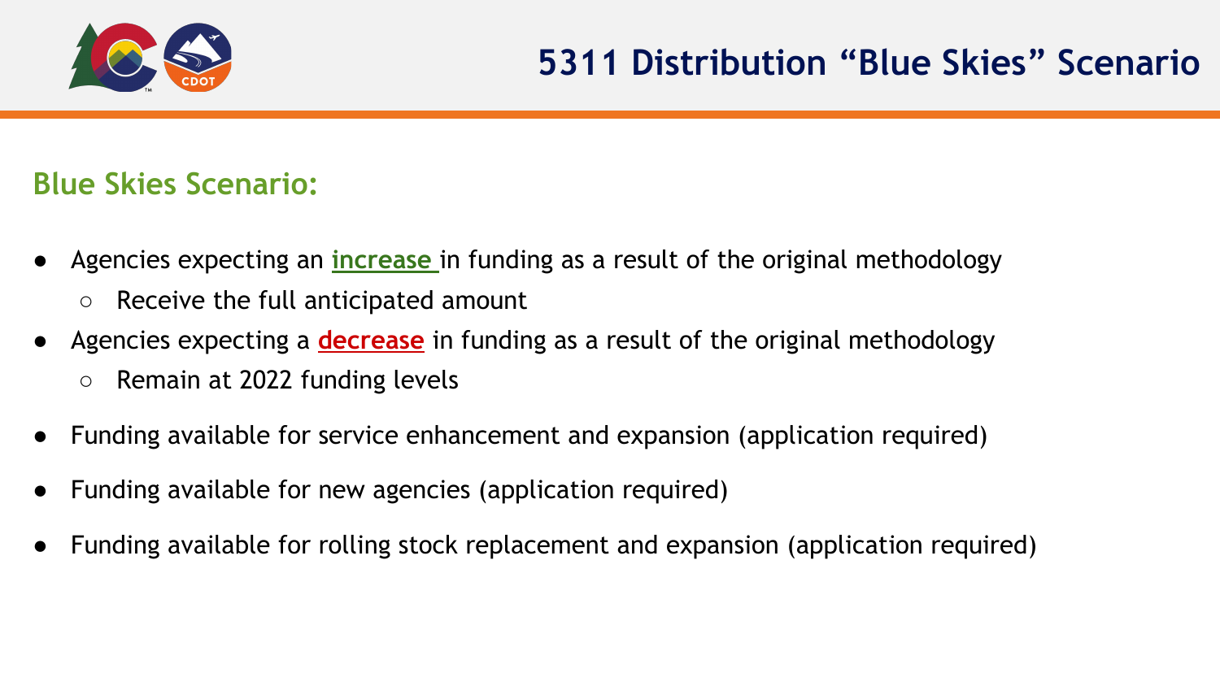# 5311 Distribution "Blue Skies" Scenario

## Blue Skies Scenario:

- Agencies expecting an **increase** in funding as a result of the original methodology
  - Receive the full anticipated amount
- Agencies expecting a **decrease** in funding as a result of the original methodology
  - Remain at 2022 funding levels
- Funding available for service enhancement and expansion (application required)
- Funding available for new agencies (application required)
- Funding available for rolling stock replacement and expansion (application required)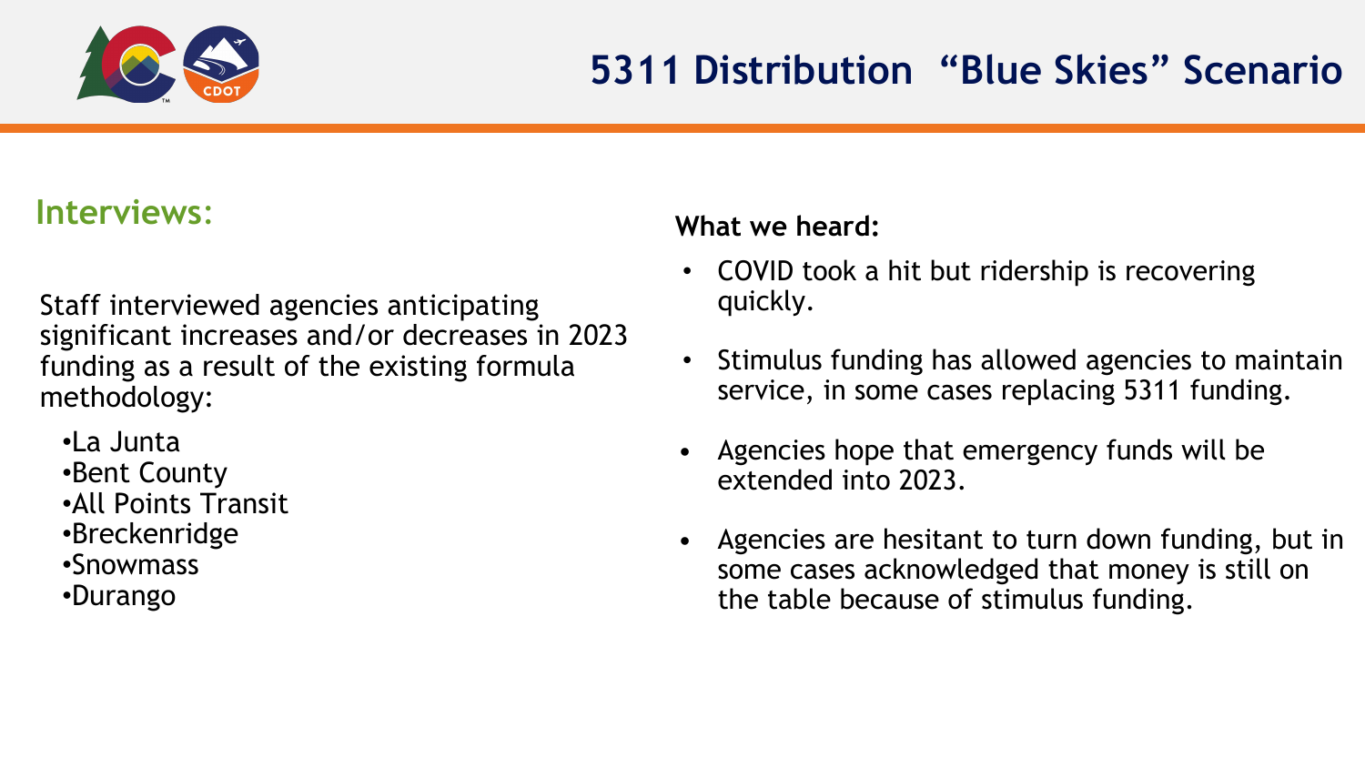# 5311 Distribution "Blue Skies" Scenario

## Interviews:

Staff interviewed agencies anticipating significant increases and/or decreases in 2023 funding as a result of the existing formula methodology:

- La Junta
- Bent County
- All Points Transit
- Breckenridge
- Snowmass
- Durango

**What we heard:**

- COVID took a hit but ridership is recovering quickly.
- Stimulus funding has allowed agencies to maintain service, in some cases replacing 5311 funding.
- Agencies hope that emergency funds will be extended into 2023.
- Agencies are hesitant to turn down funding, but in some cases acknowledged that money is still on the table because of stimulus funding.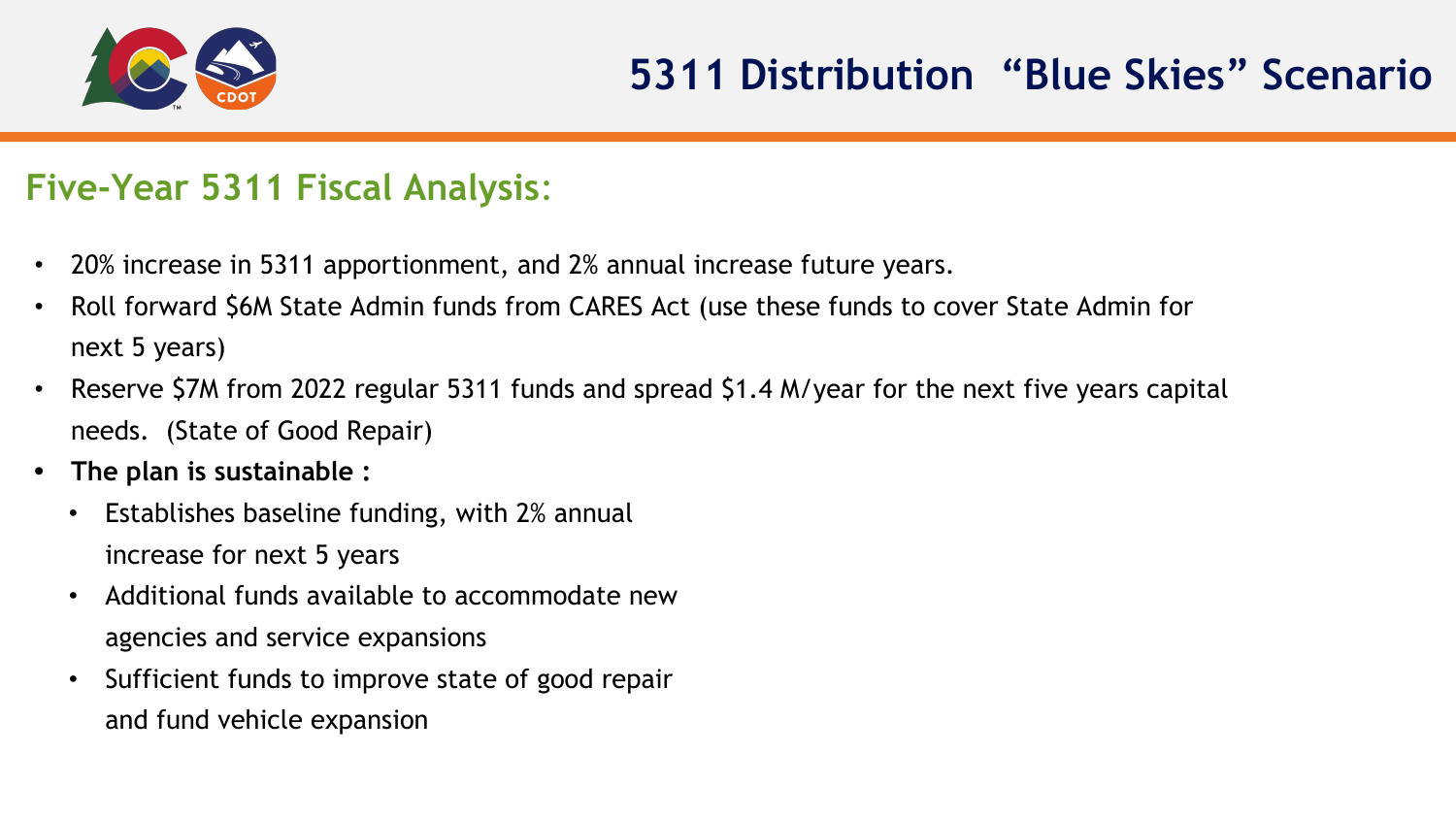# 5311 Distribution "Blue Skies" Scenario

## Five-Year 5311 Fiscal Analysis:

- 20% increase in 5311 apportionment, and 2% annual increase future years.
- Roll forward $6M State Admin funds from CARES Act (use these funds to cover State Admin for next 5 years)
- Reserve $7M from 2022 regular 5311 funds and spread $1.4 M/year for the next five years capital needs. (State of Good Repair)
- **The plan is sustainable :**
  - Establishes baseline funding, with 2% annual increase for next 5 years
  - Additional funds available to accommodate new agencies and service expansions
  - Sufficient funds to improve state of good repair and fund vehicle expansion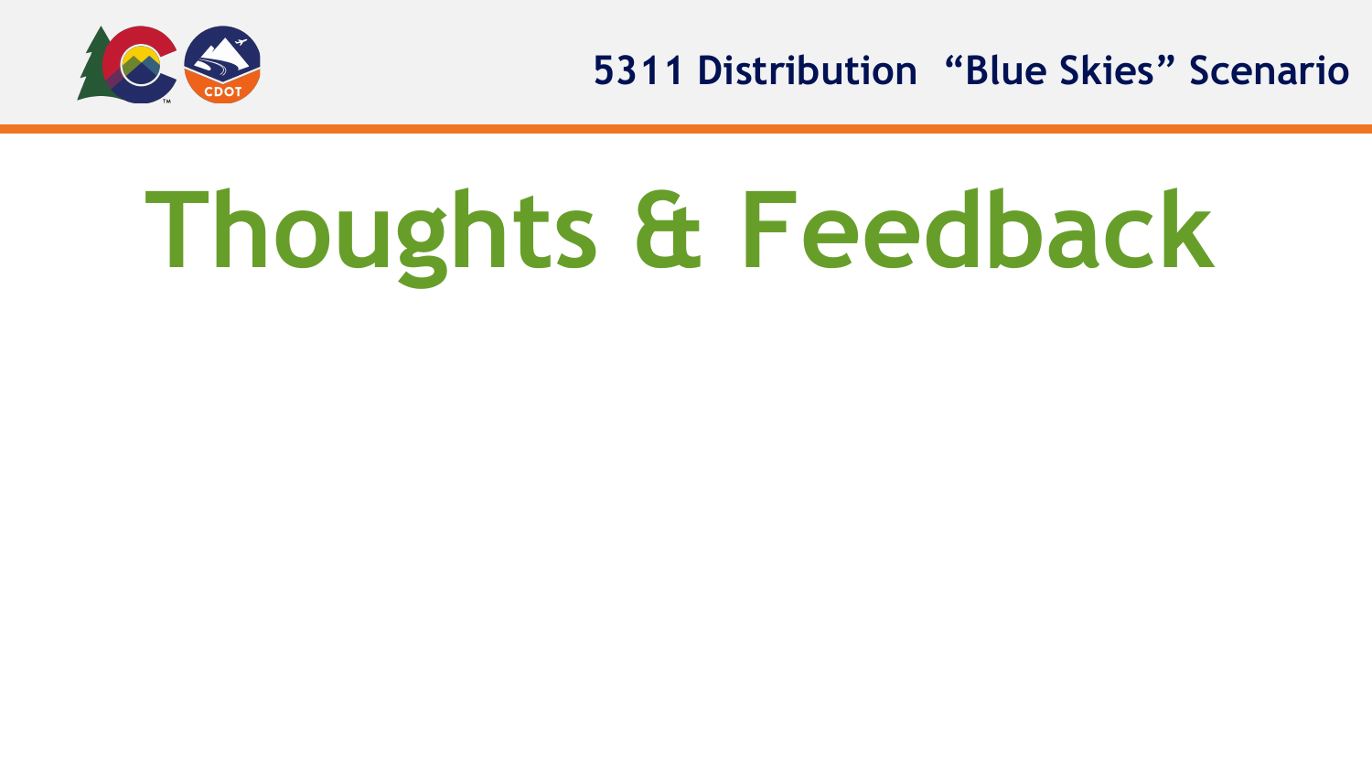# Thoughts & Feedback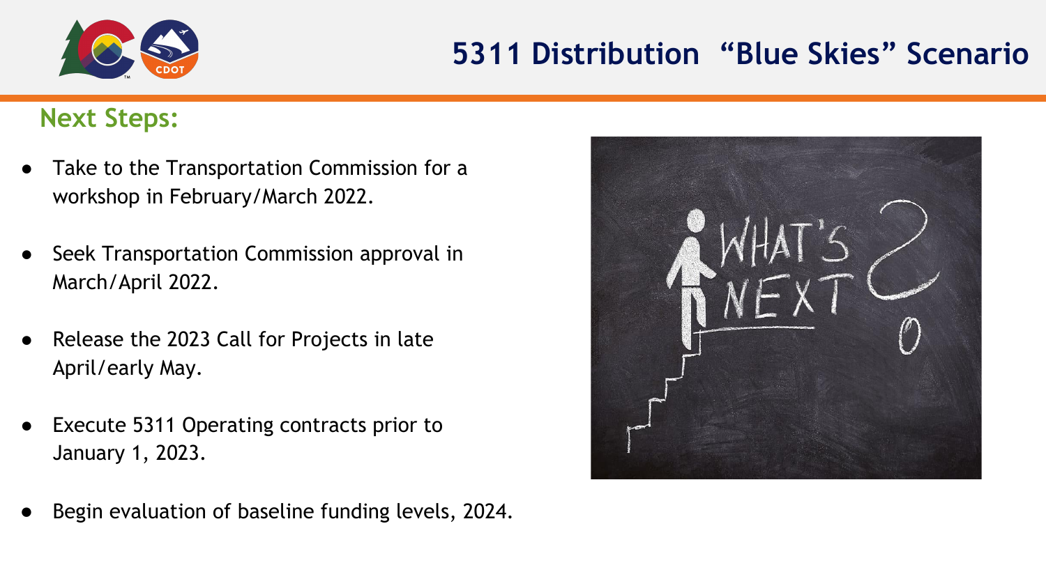# 5311 Distribution “Blue Skies” Scenario

## Next Steps:

- Take to the Transportation Commission for a workshop in February/March 2022.
- Seek Transportation Commission approval in March/April 2022.
- Release the 2023 Call for Projects in late April/early May.
- Execute 5311 Operating contracts prior to January 1, 2023.
- Begin evaluation of baseline funding levels, 2024.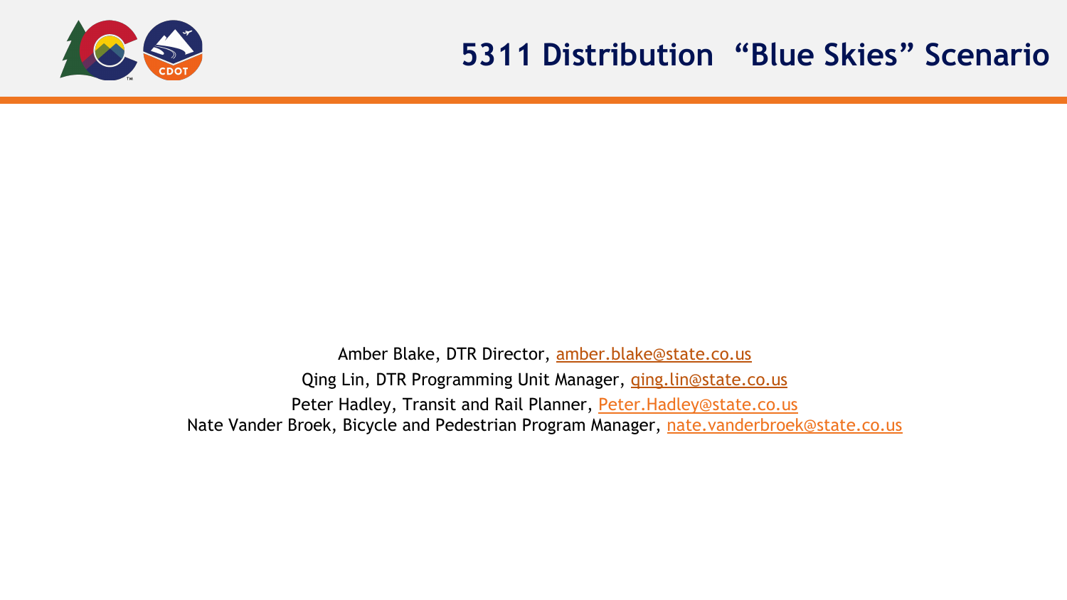# 5311 Distribution “Blue Skies” Scenario

Amber Blake, DTR Director, amber.blake@state.co.us

Qing Lin, DTR Programming Unit Manager, qing.lin@state.co.us

Peter Hadley, Transit and Rail Planner, Peter.Hadley@state.co.us

Nate Vander Broek, Bicycle and Pedestrian Program Manager, nate.vanderbroek@state.co.us